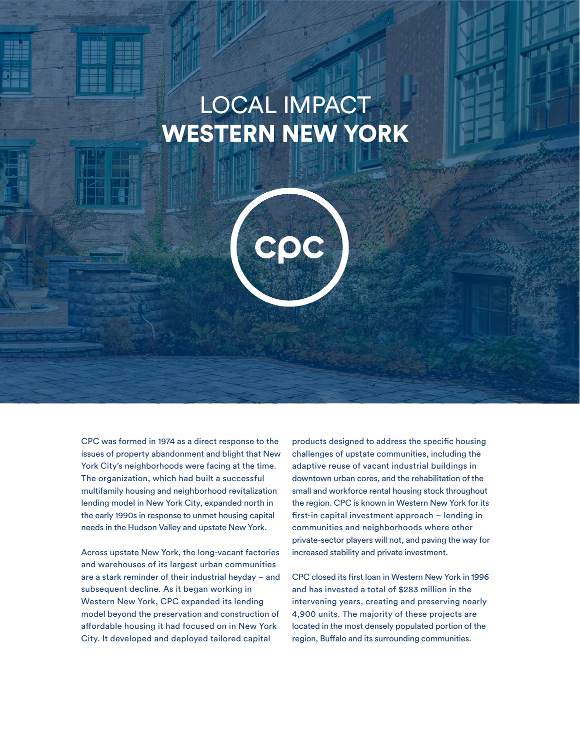# LOCAL IMPACT
# WESTERN NEW YORK

CPC was formed in 1974 as a direct response to the issues of property abandonment and blight that New York City's neighborhoods were facing at the time. The organization, which had built a successful multifamily housing and neighborhood revitalization lending model in New York City, expanded north in the early 1990s in response to unmet housing capital needs in the Hudson Valley and upstate New York.

Across upstate New York, the long-vacant factories and warehouses of its largest urban communities are a stark reminder of their industrial heyday – and subsequent decline. As it began working in Western New York, CPC expanded its lending model beyond the preservation and construction of affordable housing it had focused on in New York City. It developed and deployed tailored capital products designed to address the specific housing challenges of upstate communities, including the adaptive reuse of vacant industrial buildings in downtown urban cores, and the rehabilitation of the small and workforce rental housing stock throughout the region. CPC is known in Western New York for its first-in capital investment approach – lending in communities and neighborhoods where other private-sector players will not, and paving the way for increased stability and private investment.

CPC closed its first loan in Western New York in 1996 and has invested a total of $283 million in the intervening years, creating and preserving nearly 4,900 units. The majority of these projects are located in the most densely populated portion of the region, Buffalo and its surrounding communities.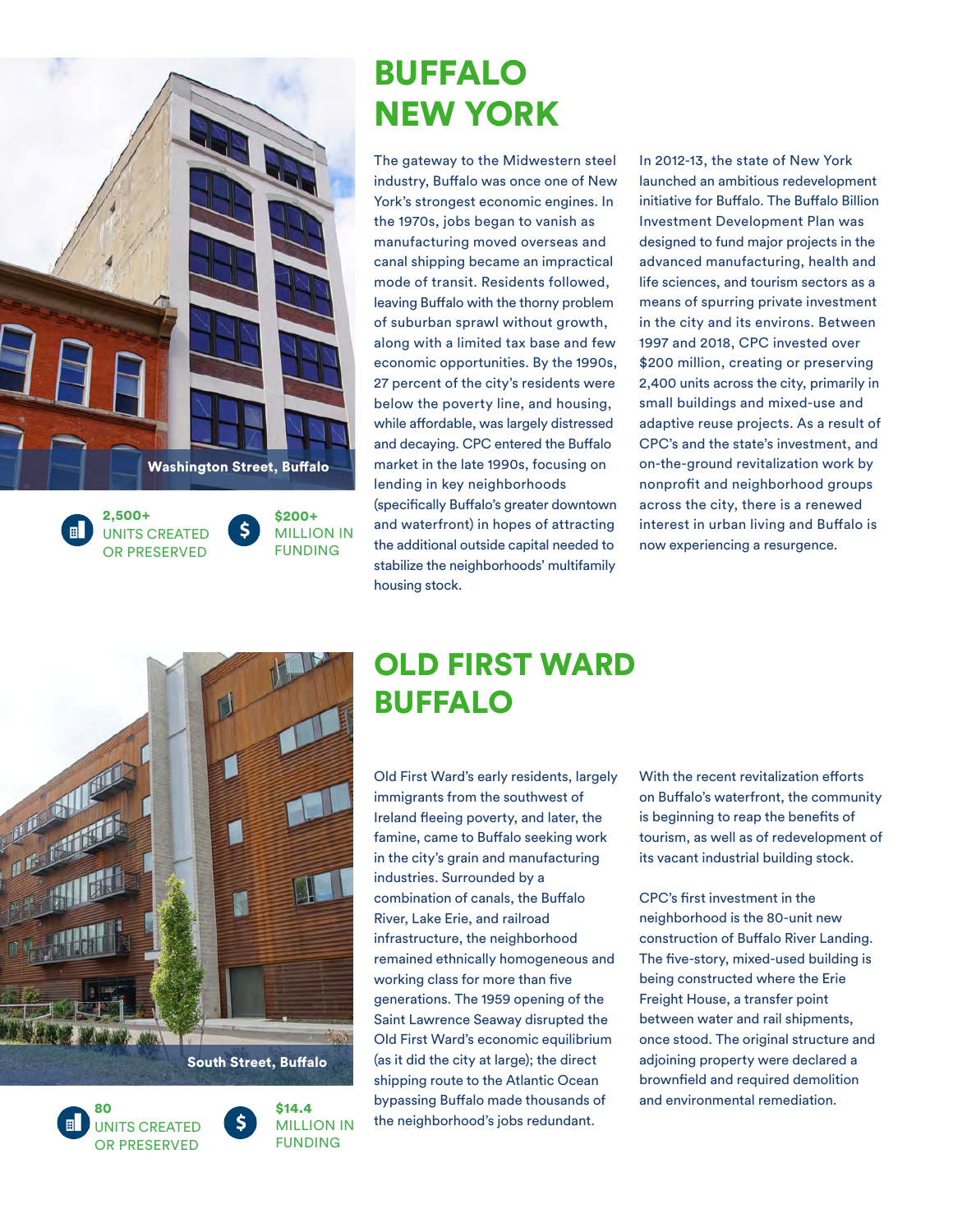# BUFFALO NEW YORK

Washington Street, Buffalo

**2,500+** UNITS CREATED OR PRESERVED

**$200+** MILLION IN FUNDING

The gateway to the Midwestern steel industry, Buffalo was once one of New York's strongest economic engines. In the 1970s, jobs began to vanish as manufacturing moved overseas and canal shipping became an impractical mode of transit. Residents followed, leaving Buffalo with the thorny problem of suburban sprawl without growth, along with a limited tax base and few economic opportunities. By the 1990s, 27 percent of the city's residents were below the poverty line, and housing, while affordable, was largely distressed and decaying. CPC entered the Buffalo market in the late 1990s, focusing on lending in key neighborhoods (specifically Buffalo's greater downtown and waterfront) in hopes of attracting the additional outside capital needed to stabilize the neighborhoods' multifamily housing stock.

In 2012-13, the state of New York launched an ambitious redevelopment initiative for Buffalo. The Buffalo Billion Investment Development Plan was designed to fund major projects in the advanced manufacturing, health and life sciences, and tourism sectors as a means of spurring private investment in the city and its environs. Between 1997 and 2018, CPC invested over $200 million, creating or preserving 2,400 units across the city, primarily in small buildings and mixed-use and adaptive reuse projects. As a result of CPC's and the state's investment, and on-the-ground revitalization work by nonprofit and neighborhood groups across the city, there is a renewed interest in urban living and Buffalo is now experiencing a resurgence.

# OLD FIRST WARD BUFFALO

South Street, Buffalo

**80** UNITS CREATED OR PRESERVED

**$14.4** MILLION IN FUNDING

Old First Ward's early residents, largely immigrants from the southwest of Ireland fleeing poverty, and later, the famine, came to Buffalo seeking work in the city's grain and manufacturing industries. Surrounded by a combination of canals, the Buffalo River, Lake Erie, and railroad infrastructure, the neighborhood remained ethnically homogeneous and working class for more than five generations. The 1959 opening of the Saint Lawrence Seaway disrupted the Old First Ward's economic equilibrium (as it did the city at large); the direct shipping route to the Atlantic Ocean bypassing Buffalo made thousands of the neighborhood's jobs redundant.

With the recent revitalization efforts on Buffalo's waterfront, the community is beginning to reap the benefits of tourism, as well as of redevelopment of its vacant industrial building stock.

CPC's first investment in the neighborhood is the 80-unit new construction of Buffalo River Landing. The five-story, mixed-used building is being constructed where the Erie Freight House, a transfer point between water and rail shipments, once stood. The original structure and adjoining property were declared a brownfield and required demolition and environmental remediation.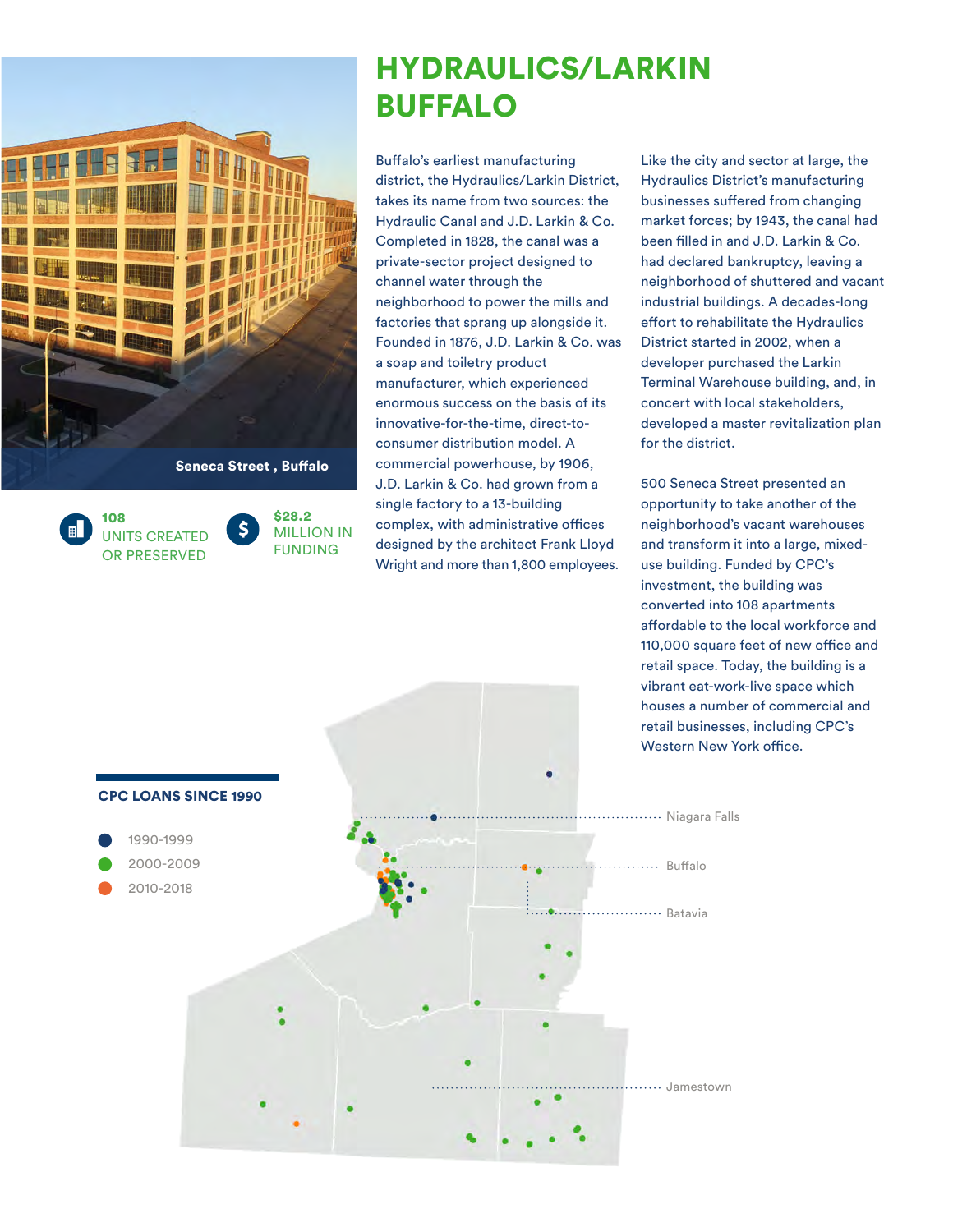# HYDRAULICS/LARKIN BUFFALO

Seneca Street , Buffalo

**108** UNITS CREATED OR PRESERVED

**$28.2** MILLION IN FUNDING

Buffalo's earliest manufacturing district, the Hydraulics/Larkin District, takes its name from two sources: the Hydraulic Canal and J.D. Larkin & Co. Completed in 1828, the canal was a private-sector project designed to channel water through the neighborhood to power the mills and factories that sprang up alongside it. Founded in 1876, J.D. Larkin & Co. was a soap and toiletry product manufacturer, which experienced enormous success on the basis of its innovative-for-the-time, direct-to-consumer distribution model. A commercial powerhouse, by 1906, J.D. Larkin & Co. had grown from a single factory to a 13-building complex, with administrative offices designed by the architect Frank Lloyd Wright and more than 1,800 employees.

Like the city and sector at large, the Hydraulics District's manufacturing businesses suffered from changing market forces; by 1943, the canal had been filled in and J.D. Larkin & Co. had declared bankruptcy, leaving a neighborhood of shuttered and vacant industrial buildings. A decades-long effort to rehabilitate the Hydraulics District started in 2002, when a developer purchased the Larkin Terminal Warehouse building, and, in concert with local stakeholders, developed a master revitalization plan for the district.

500 Seneca Street presented an opportunity to take another of the neighborhood's vacant warehouses and transform it into a large, mixed-use building. Funded by CPC's investment, the building was converted into 108 apartments affordable to the local workforce and 110,000 square feet of new office and retail space. Today, the building is a vibrant eat-work-live space which houses a number of commercial and retail businesses, including CPC's Western New York office.

**CPC LOANS SINCE 1990**

- 1990-1999
- 2000-2009
- 2010-2018

Niagara Falls

Buffalo

Batavia

Jamestown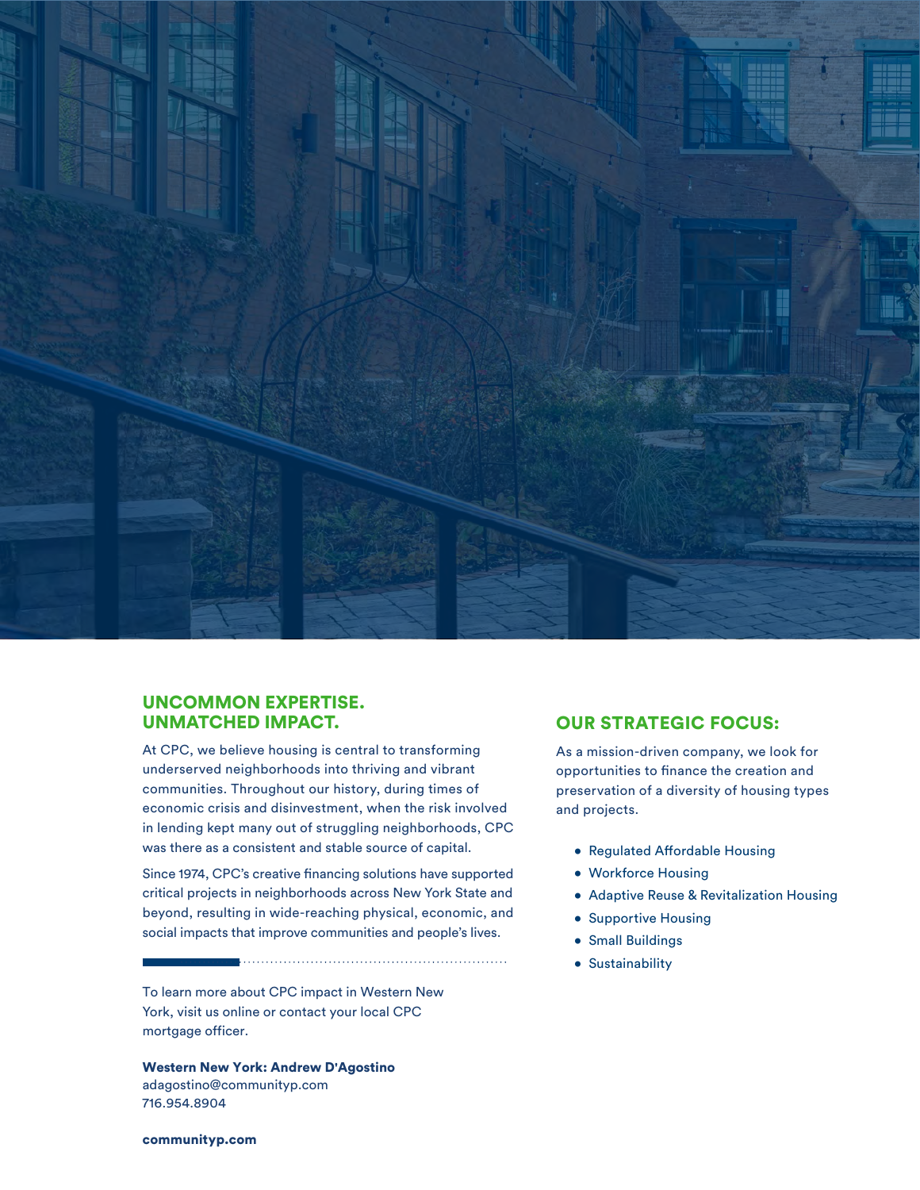## UNCOMMON EXPERTISE. UNMATCHED IMPACT.

At CPC, we believe housing is central to transforming underserved neighborhoods into thriving and vibrant communities. Throughout our history, during times of economic crisis and disinvestment, when the risk involved in lending kept many out of struggling neighborhoods, CPC was there as a consistent and stable source of capital.

Since 1974, CPC's creative financing solutions have supported critical projects in neighborhoods across New York State and beyond, resulting in wide-reaching physical, economic, and social impacts that improve communities and people's lives.

To learn more about CPC impact in Western New York, visit us online or contact your local CPC mortgage officer.

**Western New York: Andrew D'Agostino**
adagostino@communityp.com
716.954.8904

**communityp.com**

## OUR STRATEGIC FOCUS:

As a mission-driven company, we look for opportunities to finance the creation and preservation of a diversity of housing types and projects.

- Regulated Affordable Housing
- Workforce Housing
- Adaptive Reuse & Revitalization Housing
- Supportive Housing
- Small Buildings
- Sustainability